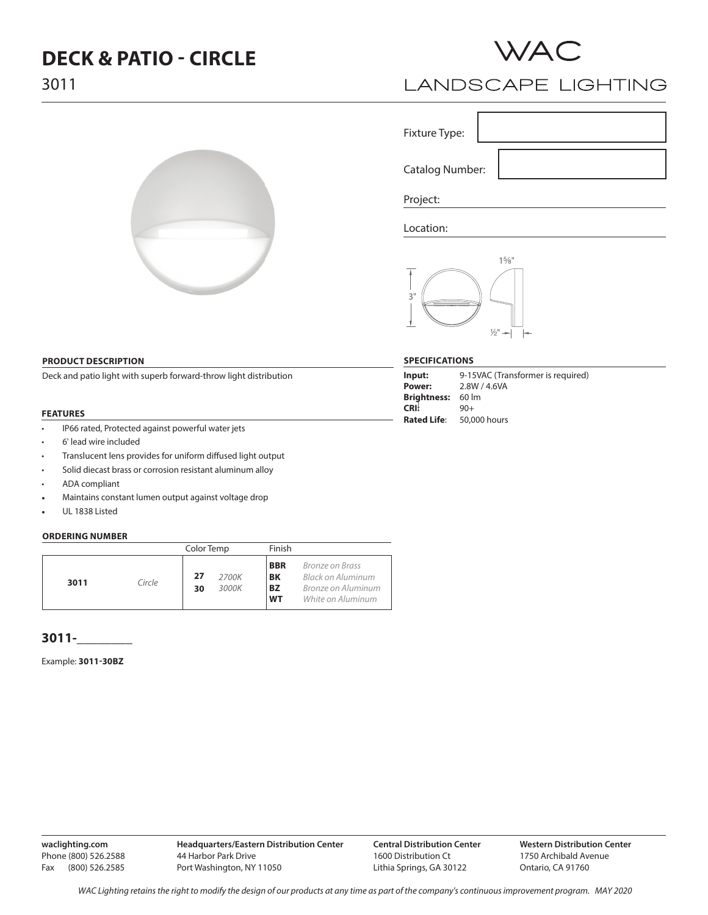# DECK & PATIO - CIRCLE

3011

WAC
LANDSCAPE LIGHTING

Fixture Type:

Catalog Number:

Project:

Location:

3"    1⅝"    ½"

### PRODUCT DESCRIPTION

Deck and patio light with superb forward-throw light distribution

### FEATURES

- IP66 rated, Protected against powerful water jets
- 6' lead wire included
- Translucent lens provides for uniform diffused light output
- Solid diecast brass or corrosion resistant aluminum alloy
- ADA compliant
- Maintains constant lumen output against voltage drop
- UL 1838 Listed

### SPECIFICATIONS

**Input:** 9-15VAC (Transformer is required)
**Power:** 2.8W / 4.6VA
**Brightness:** 60 lm
**CRI:** 90+
**Rated Life**: 50,000 hours

### ORDERING NUMBER

| | | Color Temp | | Finish | |
|---|---|---|---|---|---|
| **3011** | *Circle* | **27** | *2700K* | **BBR** | *Bronze on Brass* |
| | | **30** | *3000K* | **BK** | *Black on Aluminum* |
| | | | | **BZ** | *Bronze on Aluminum* |
| | | | | **WT** | *White on Aluminum* |

**3011-**________

Example: **3011-30BZ**

**waclighting.com**
Phone (800) 526.2588
Fax (800) 526.2585

**Headquarters/Eastern Distribution Center**
44 Harbor Park Drive
Port Washington, NY 11050

**Central Distribution Center**
1600 Distribution Ct
Lithia Springs, GA 30122

**Western Distribution Center**
1750 Archibald Avenue
Ontario, CA 91760

*WAC Lighting retains the right to modify the design of our products at any time as part of the company's continuous improvement program. MAY 2020*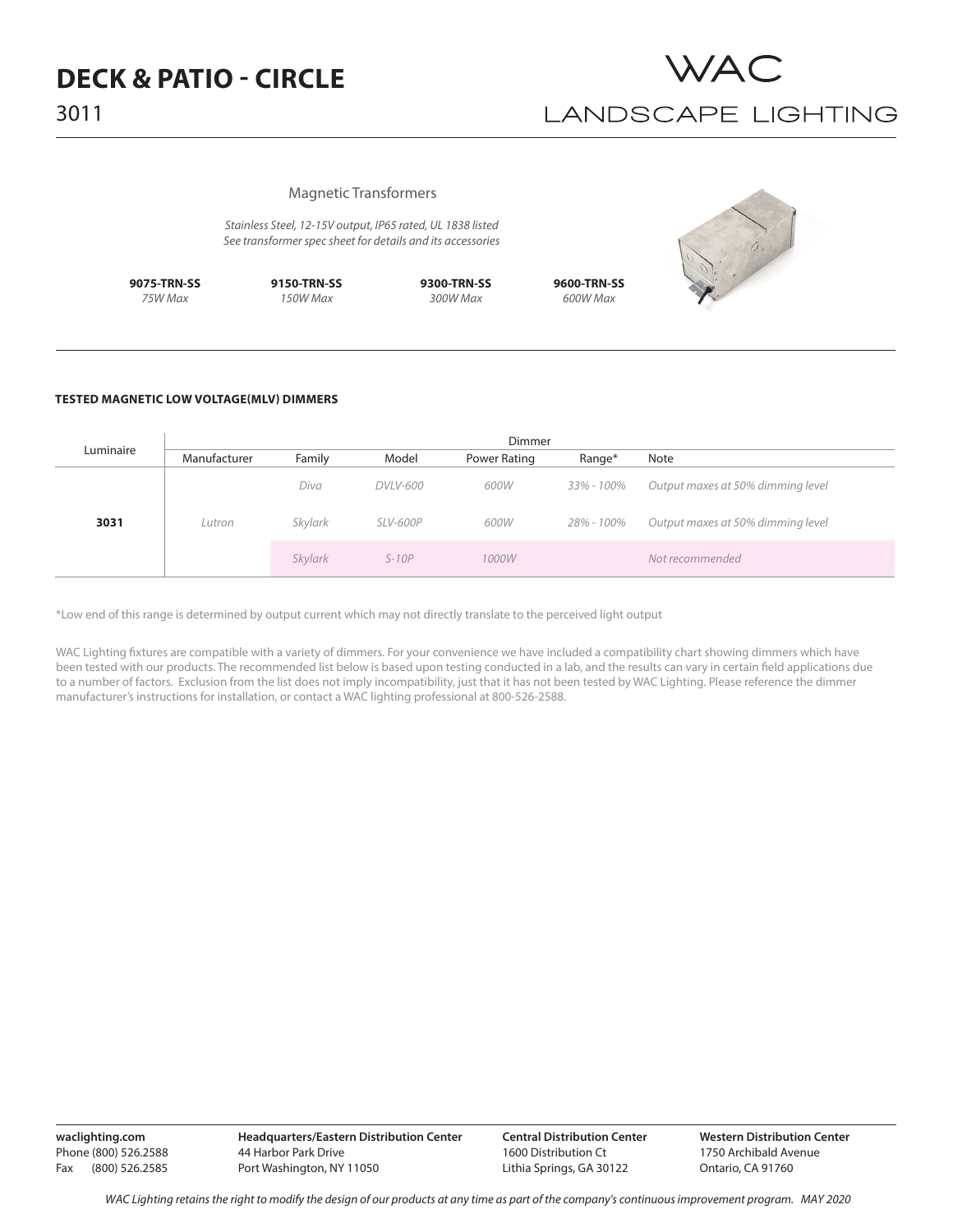# DECK & PATIO - CIRCLE

3011

WAC LANDSCAPE LIGHTING

Magnetic Transformers

*Stainless Steel, 12-15V output, IP65 rated, UL 1838 listed*
*See transformer spec sheet for details and its accessories*

| | | | |
|---|---|---|---|
| **9075-TRN-SS** *75W Max* | **9150-TRN-SS** *150W Max* | **9300-TRN-SS** *300W Max* | **9600-TRN-SS** *600W Max* |

**TESTED MAGNETIC LOW VOLTAGE(MLV) DIMMERS**

| Luminaire | Dimmer | | | | | |
|---|---|---|---|---|---|---|
| | Manufacturer | Family | Model | Power Rating | Range* | Note |
| **3031** | *Lutron* | *Diva* | *DVLV-600* | *600W* | *33% - 100%* | *Output maxes at 50% dimming level* |
| | | *Skylark* | *SLV-600P* | *600W* | *28% - 100%* | *Output maxes at 50% dimming level* |
| | | *Skylark* | *S-10P* | *1000W* | | *Not recommended* |

*Low end of this range is determined by output current which may not directly translate to the perceived light output

WAC Lighting fixtures are compatible with a variety of dimmers. For your convenience we have included a compatibility chart showing dimmers which have been tested with our products. The recommended list below is based upon testing conducted in a lab, and the results can vary in certain field applications due to a number of factors. Exclusion from the list does not imply incompatibility, just that it has not been tested by WAC Lighting. Please reference the dimmer manufacturer's instructions for installation, or contact a WAC lighting professional at 800-526-2588.

**waclighting.com**
Phone (800) 526.2588
Fax (800) 526.2585

**Headquarters/Eastern Distribution Center**
44 Harbor Park Drive
Port Washington, NY 11050

**Central Distribution Center**
1600 Distribution Ct
Lithia Springs, GA 30122

**Western Distribution Center**
1750 Archibald Avenue
Ontario, CA 91760

*WAC Lighting retains the right to modify the design of our products at any time as part of the company's continuous improvement program. MAY 2020*